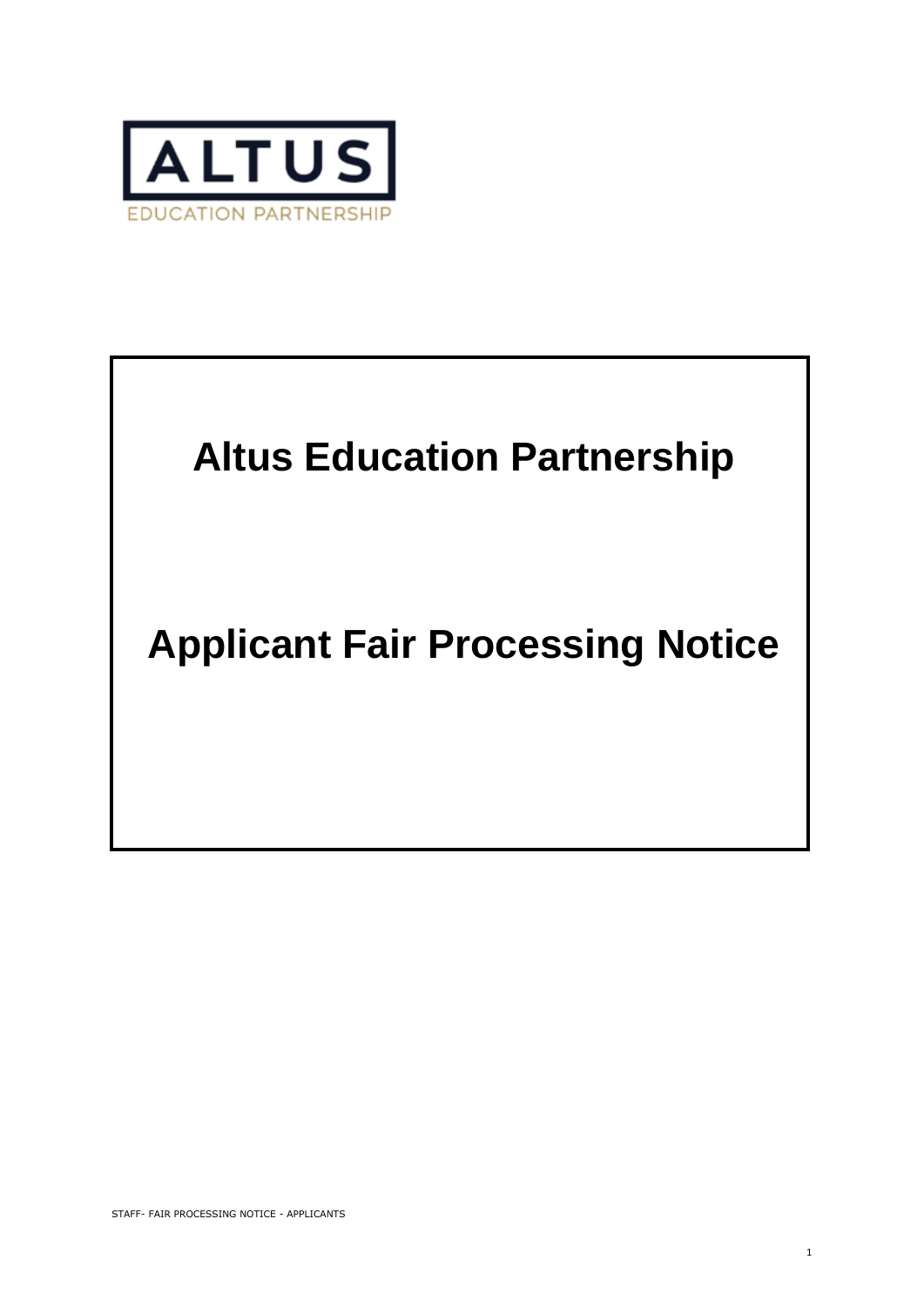ALTUS

EDUCATION PARTNERSHIP

# Altus Education Partnership

# Applicant Fair Processing Notice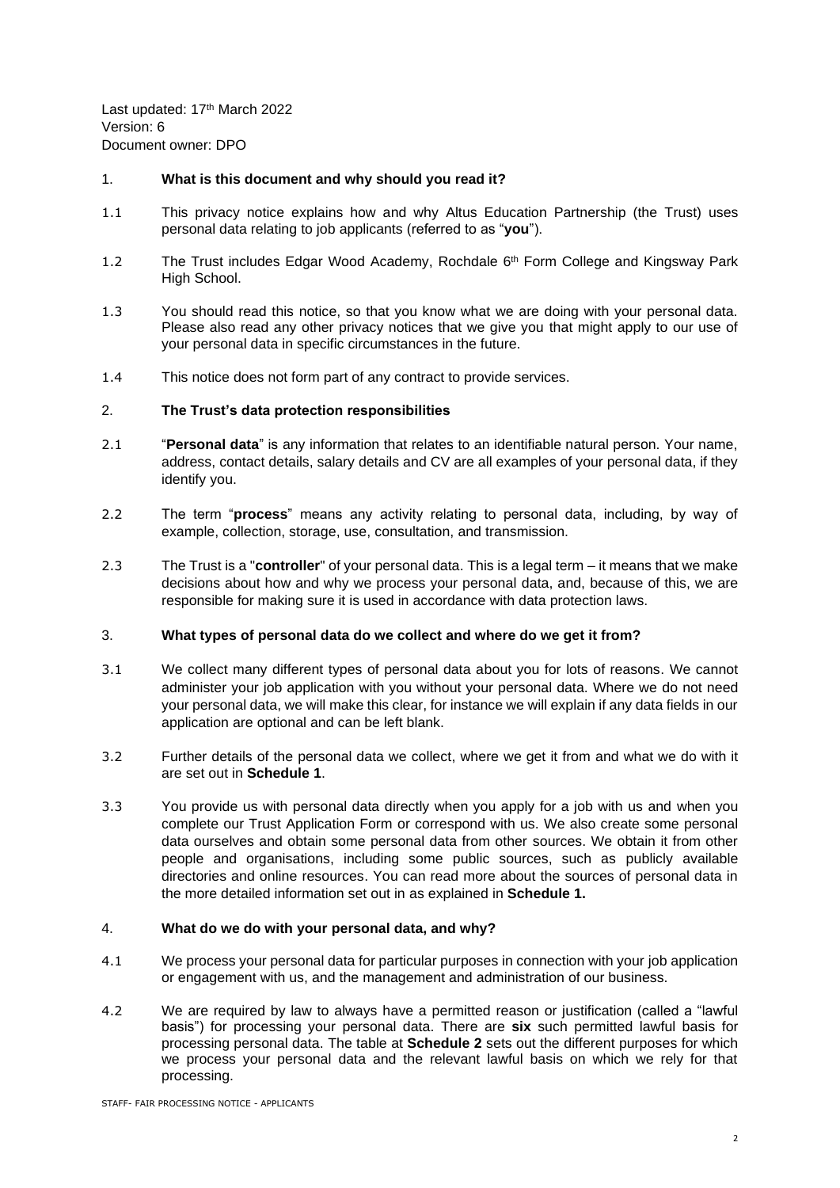Last updated: 17th March 2022
Version: 6
Document owner: DPO

## 1. What is this document and why should you read it?

1.1 This privacy notice explains how and why Altus Education Partnership (the Trust) uses personal data relating to job applicants (referred to as "**you**").

1.2 The Trust includes Edgar Wood Academy, Rochdale 6th Form College and Kingsway Park High School.

1.3 You should read this notice, so that you know what we are doing with your personal data. Please also read any other privacy notices that we give you that might apply to our use of your personal data in specific circumstances in the future.

1.4 This notice does not form part of any contract to provide services.

## 2. The Trust's data protection responsibilities

2.1 "**Personal data**" is any information that relates to an identifiable natural person. Your name, address, contact details, salary details and CV are all examples of your personal data, if they identify you.

2.2 The term "**process**" means any activity relating to personal data, including, by way of example, collection, storage, use, consultation, and transmission.

2.3 The Trust is a "**controller**" of your personal data. This is a legal term – it means that we make decisions about how and why we process your personal data, and, because of this, we are responsible for making sure it is used in accordance with data protection laws.

## 3. What types of personal data do we collect and where do we get it from?

3.1 We collect many different types of personal data about you for lots of reasons. We cannot administer your job application with you without your personal data. Where we do not need your personal data, we will make this clear, for instance we will explain if any data fields in our application are optional and can be left blank.

3.2 Further details of the personal data we collect, where we get it from and what we do with it are set out in **Schedule 1**.

3.3 You provide us with personal data directly when you apply for a job with us and when you complete our Trust Application Form or correspond with us. We also create some personal data ourselves and obtain some personal data from other sources. We obtain it from other people and organisations, including some public sources, such as publicly available directories and online resources. You can read more about the sources of personal data in the more detailed information set out in as explained in **Schedule 1.**

## 4. What do we do with your personal data, and why?

4.1 We process your personal data for particular purposes in connection with your job application or engagement with us, and the management and administration of our business.

4.2 We are required by law to always have a permitted reason or justification (called a "lawful basis") for processing your personal data. There are **six** such permitted lawful basis for processing personal data. The table at **Schedule 2** sets out the different purposes for which we process your personal data and the relevant lawful basis on which we rely for that processing.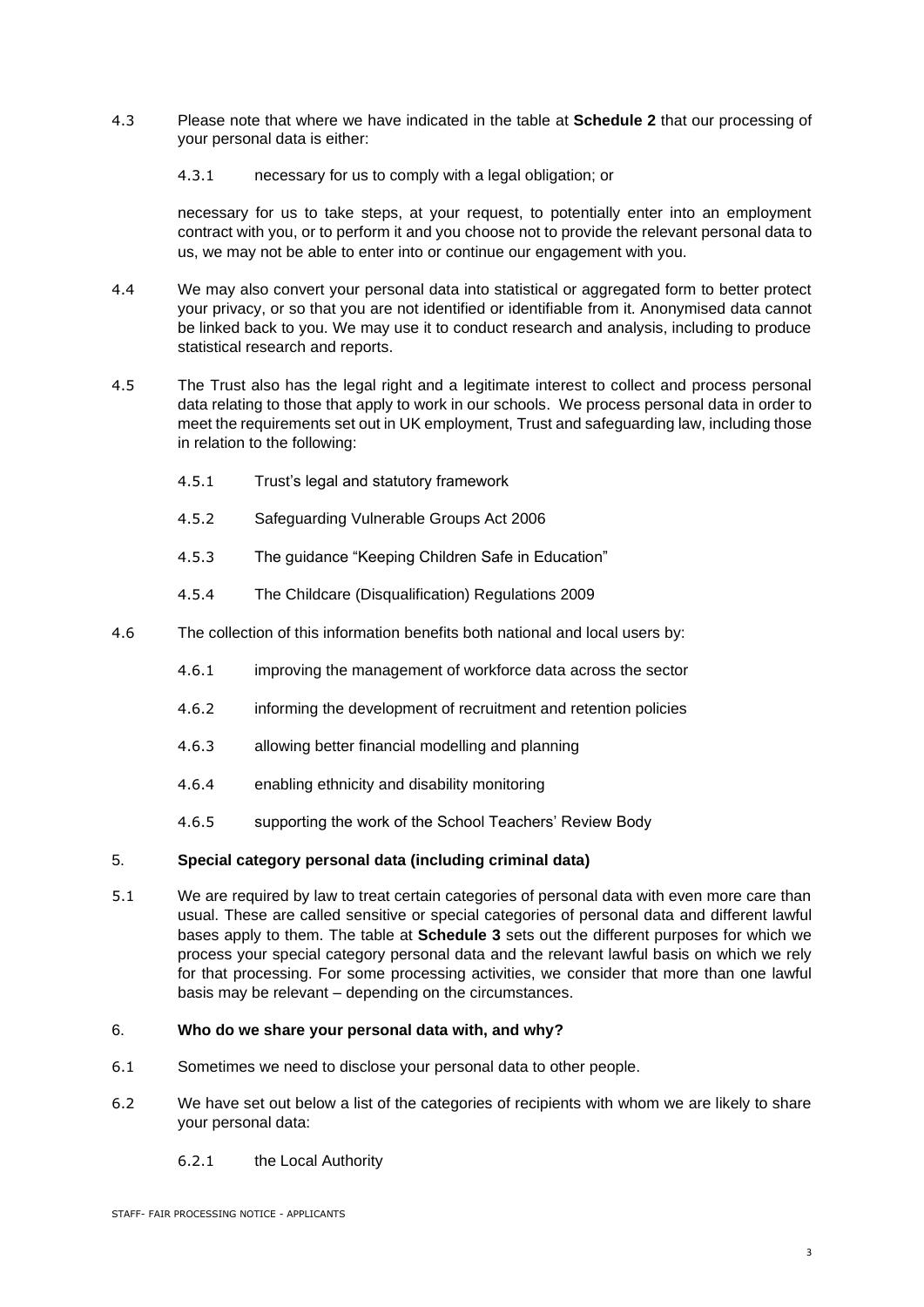4.3 Please note that where we have indicated in the table at **Schedule 2** that our processing of your personal data is either:

4.3.1 necessary for us to comply with a legal obligation; or

necessary for us to take steps, at your request, to potentially enter into an employment contract with you, or to perform it and you choose not to provide the relevant personal data to us, we may not be able to enter into or continue our engagement with you.

4.4 We may also convert your personal data into statistical or aggregated form to better protect your privacy, or so that you are not identified or identifiable from it. Anonymised data cannot be linked back to you. We may use it to conduct research and analysis, including to produce statistical research and reports.

4.5 The Trust also has the legal right and a legitimate interest to collect and process personal data relating to those that apply to work in our schools. We process personal data in order to meet the requirements set out in UK employment, Trust and safeguarding law, including those in relation to the following:

4.5.1 Trust's legal and statutory framework

4.5.2 Safeguarding Vulnerable Groups Act 2006

4.5.3 The guidance "Keeping Children Safe in Education"

4.5.4 The Childcare (Disqualification) Regulations 2009

4.6 The collection of this information benefits both national and local users by:

4.6.1 improving the management of workforce data across the sector

4.6.2 informing the development of recruitment and retention policies

4.6.3 allowing better financial modelling and planning

4.6.4 enabling ethnicity and disability monitoring

4.6.5 supporting the work of the School Teachers' Review Body

## 5. Special category personal data (including criminal data)

5.1 We are required by law to treat certain categories of personal data with even more care than usual. These are called sensitive or special categories of personal data and different lawful bases apply to them. The table at **Schedule 3** sets out the different purposes for which we process your special category personal data and the relevant lawful basis on which we rely for that processing. For some processing activities, we consider that more than one lawful basis may be relevant – depending on the circumstances.

## 6. Who do we share your personal data with, and why?

6.1 Sometimes we need to disclose your personal data to other people.

6.2 We have set out below a list of the categories of recipients with whom we are likely to share your personal data:

6.2.1 the Local Authority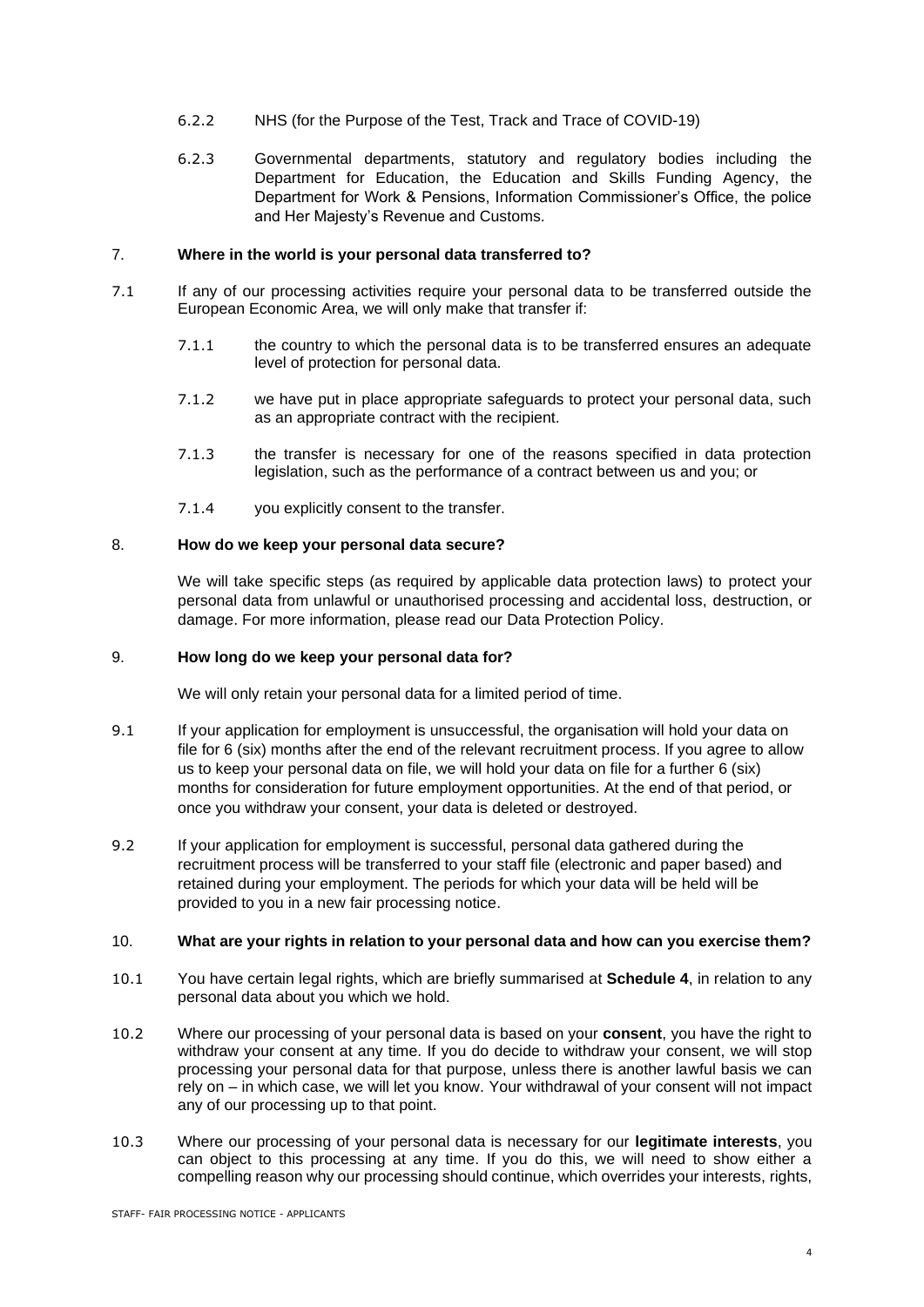6.2.2 NHS (for the Purpose of the Test, Track and Trace of COVID-19)

6.2.3 Governmental departments, statutory and regulatory bodies including the Department for Education, the Education and Skills Funding Agency, the Department for Work & Pensions, Information Commissioner's Office, the police and Her Majesty's Revenue and Customs.

## 7. **Where in the world is your personal data transferred to?**

7.1 If any of our processing activities require your personal data to be transferred outside the European Economic Area, we will only make that transfer if:

7.1.1 the country to which the personal data is to be transferred ensures an adequate level of protection for personal data.

7.1.2 we have put in place appropriate safeguards to protect your personal data, such as an appropriate contract with the recipient.

7.1.3 the transfer is necessary for one of the reasons specified in data protection legislation, such as the performance of a contract between us and you; or

7.1.4 you explicitly consent to the transfer.

## 8. **How do we keep your personal data secure?**

We will take specific steps (as required by applicable data protection laws) to protect your personal data from unlawful or unauthorised processing and accidental loss, destruction, or damage. For more information, please read our Data Protection Policy.

## 9. **How long do we keep your personal data for?**

We will only retain your personal data for a limited period of time.

9.1 If your application for employment is unsuccessful, the organisation will hold your data on file for 6 (six) months after the end of the relevant recruitment process. If you agree to allow us to keep your personal data on file, we will hold your data on file for a further 6 (six) months for consideration for future employment opportunities. At the end of that period, or once you withdraw your consent, your data is deleted or destroyed.

9.2 If your application for employment is successful, personal data gathered during the recruitment process will be transferred to your staff file (electronic and paper based) and retained during your employment. The periods for which your data will be held will be provided to you in a new fair processing notice.

## 10. **What are your rights in relation to your personal data and how can you exercise them?**

10.1 You have certain legal rights, which are briefly summarised at **Schedule 4**, in relation to any personal data about you which we hold.

10.2 Where our processing of your personal data is based on your **consent**, you have the right to withdraw your consent at any time. If you do decide to withdraw your consent, we will stop processing your personal data for that purpose, unless there is another lawful basis we can rely on – in which case, we will let you know. Your withdrawal of your consent will not impact any of our processing up to that point.

10.3 Where our processing of your personal data is necessary for our **legitimate interests**, you can object to this processing at any time. If you do this, we will need to show either a compelling reason why our processing should continue, which overrides your interests, rights,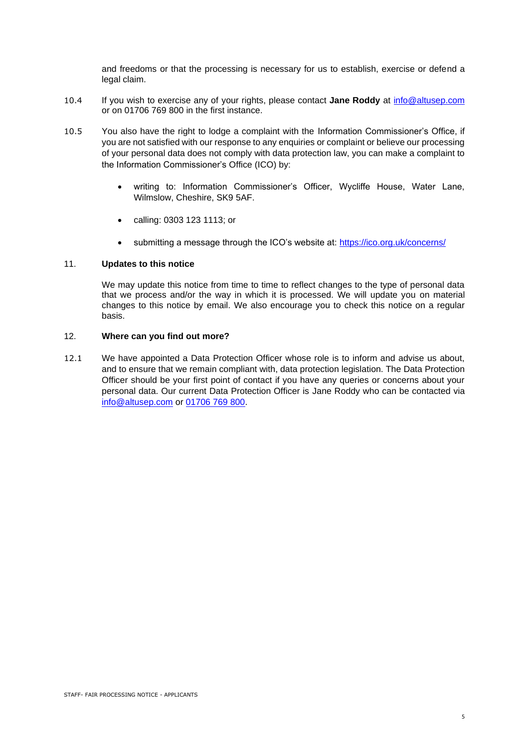and freedoms or that the processing is necessary for us to establish, exercise or defend a legal claim.

10.4 If you wish to exercise any of your rights, please contact **Jane Roddy** at info@altusep.com or on 01706 769 800 in the first instance.

10.5 You also have the right to lodge a complaint with the Information Commissioner's Office, if you are not satisfied with our response to any enquiries or complaint or believe our processing of your personal data does not comply with data protection law, you can make a complaint to the Information Commissioner's Office (ICO) by:

- writing to: Information Commissioner's Officer, Wycliffe House, Water Lane, Wilmslow, Cheshire, SK9 5AF.
- calling: 0303 123 1113; or
- submitting a message through the ICO's website at: https://ico.org.uk/concerns/

## 11. Updates to this notice

We may update this notice from time to time to reflect changes to the type of personal data that we process and/or the way in which it is processed. We will update you on material changes to this notice by email. We also encourage you to check this notice on a regular basis.

## 12. Where can you find out more?

12.1 We have appointed a Data Protection Officer whose role is to inform and advise us about, and to ensure that we remain compliant with, data protection legislation. The Data Protection Officer should be your first point of contact if you have any queries or concerns about your personal data. Our current Data Protection Officer is Jane Roddy who can be contacted via info@altusep.com or 01706 769 800.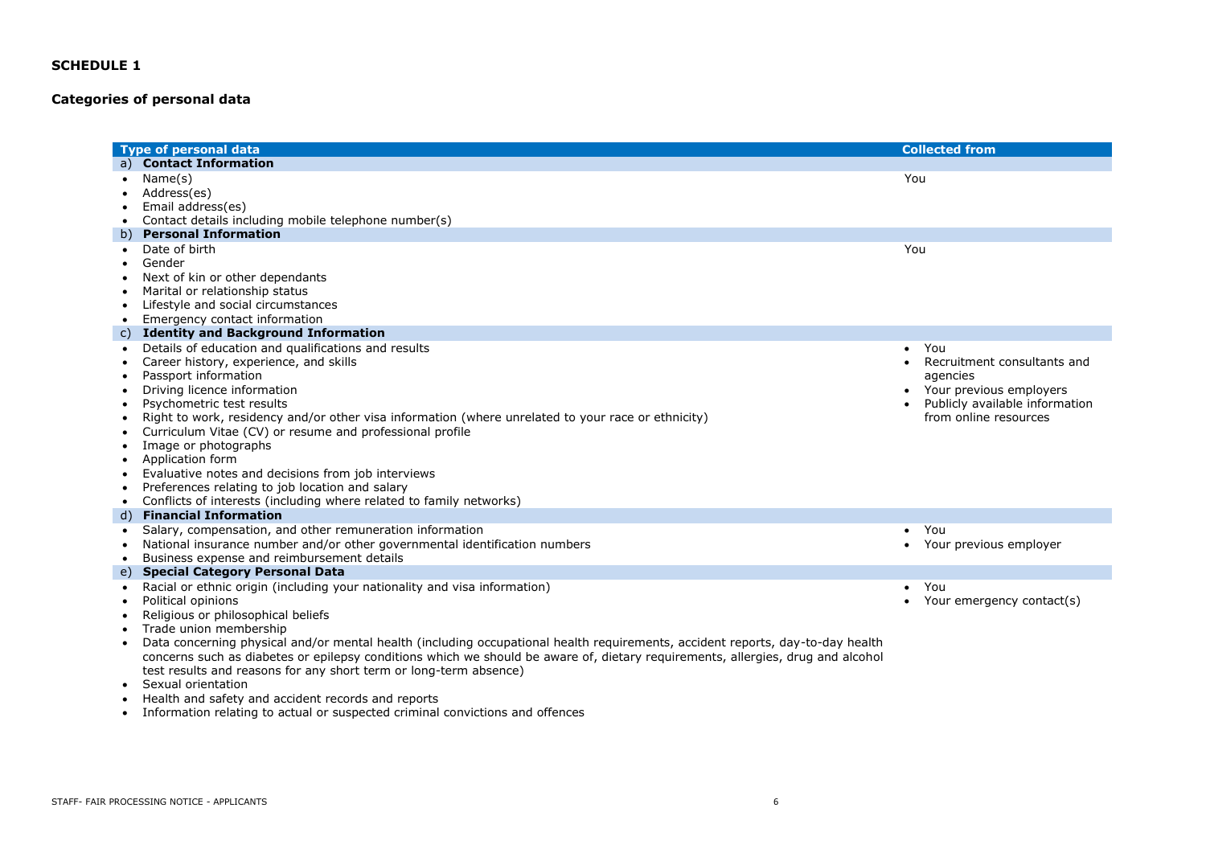## SCHEDULE 1

### Categories of personal data

| Type of personal data | Collected from |
|---|---|
| **a) Contact Information** | |
| • Name(s)<br>• Address(es)<br>• Email address(es)<br>• Contact details including mobile telephone number(s) | You |
| **b) Personal Information** | |
| • Date of birth<br>• Gender<br>• Next of kin or other dependants<br>• Marital or relationship status<br>• Lifestyle and social circumstances<br>• Emergency contact information | You |
| **c) Identity and Background Information** | |
| • Details of education and qualifications and results<br>• Career history, experience, and skills<br>• Passport information<br>• Driving licence information<br>• Psychometric test results<br>• Right to work, residency and/or other visa information (where unrelated to your race or ethnicity)<br>• Curriculum Vitae (CV) or resume and professional profile<br>• Image or photographs<br>• Application form<br>• Evaluative notes and decisions from job interviews<br>• Preferences relating to job location and salary<br>• Conflicts of interests (including where related to family networks) | • You<br>• Recruitment consultants and agencies<br>• Your previous employers<br>• Publicly available information from online resources |
| **d) Financial Information** | |
| • Salary, compensation, and other remuneration information<br>• National insurance number and/or other governmental identification numbers<br>• Business expense and reimbursement details | • You<br>• Your previous employer |
| **e) Special Category Personal Data** | |
| • Racial or ethnic origin (including your nationality and visa information)<br>• Political opinions<br>• Religious or philosophical beliefs<br>• Trade union membership<br>• Data concerning physical and/or mental health (including occupational health requirements, accident reports, day-to-day health concerns such as diabetes or epilepsy conditions which we should be aware of, dietary requirements, allergies, drug and alcohol test results and reasons for any short term or long-term absence)<br>• Sexual orientation<br>• Health and safety and accident records and reports<br>• Information relating to actual or suspected criminal convictions and offences | • You<br>• Your emergency contact(s) |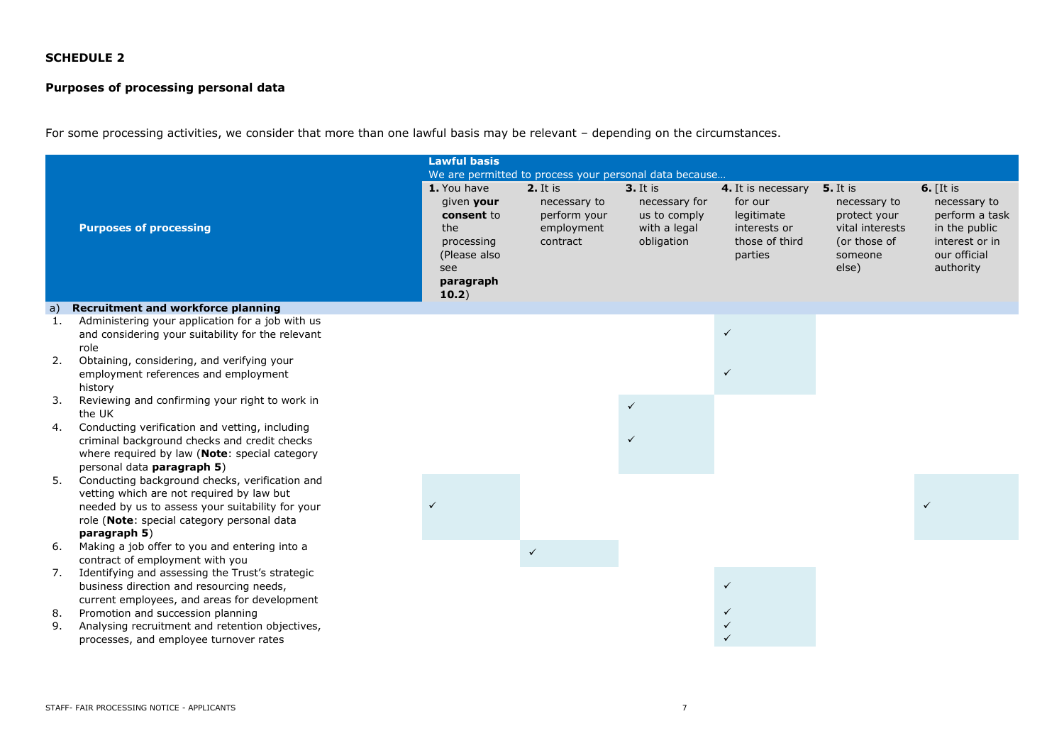**SCHEDULE 2**

**Purposes of processing personal data**

For some processing activities, we consider that more than one lawful basis may be relevant – depending on the circumstances.

| Purposes of processing | **Lawful basis**<br>We are permitted to process your personal data because…<br>**1.** You have given **your consent** to the processing (Please also see **paragraph 10.2**) | **2.** It is necessary to perform your employment contract | **3.** It is necessary for us to comply with a legal obligation | **4.** It is necessary for our legitimate interests or those of third parties | **5.** It is necessary to protect your vital interests (or those of someone else) | **6.** [It is necessary to perform a task in the public interest or in our official authority |
|---|---|---|---|---|---|---|
| a) **Recruitment and workforce planning** | | | | | | |
| 1. Administering your application for a job with us and considering your suitability for the relevant role | | | | ✓ | | |
| 2. Obtaining, considering, and verifying your employment references and employment history | | | | ✓ | | |
| 3. Reviewing and confirming your right to work in the UK | | | ✓ | | | |
| 4. Conducting verification and vetting, including criminal background checks and credit checks where required by law (**Note**: special category personal data **paragraph 5**) | | | ✓ | | | |
| 5. Conducting background checks, verification and vetting which are not required by law but needed by us to assess your suitability for your role (**Note**: special category personal data **paragraph 5**) | ✓ | | | | | ✓ |
| 6. Making a job offer to you and entering into a contract of employment with you | | ✓ | | | | |
| 7. Identifying and assessing the Trust's strategic business direction and resourcing needs, current employees, and areas for development | | | | ✓ | | |
| 8. Promotion and succession planning | | | | ✓ | | |
| 9. Analysing recruitment and retention objectives, processes, and employee turnover rates | | | | ✓<br>✓ | | |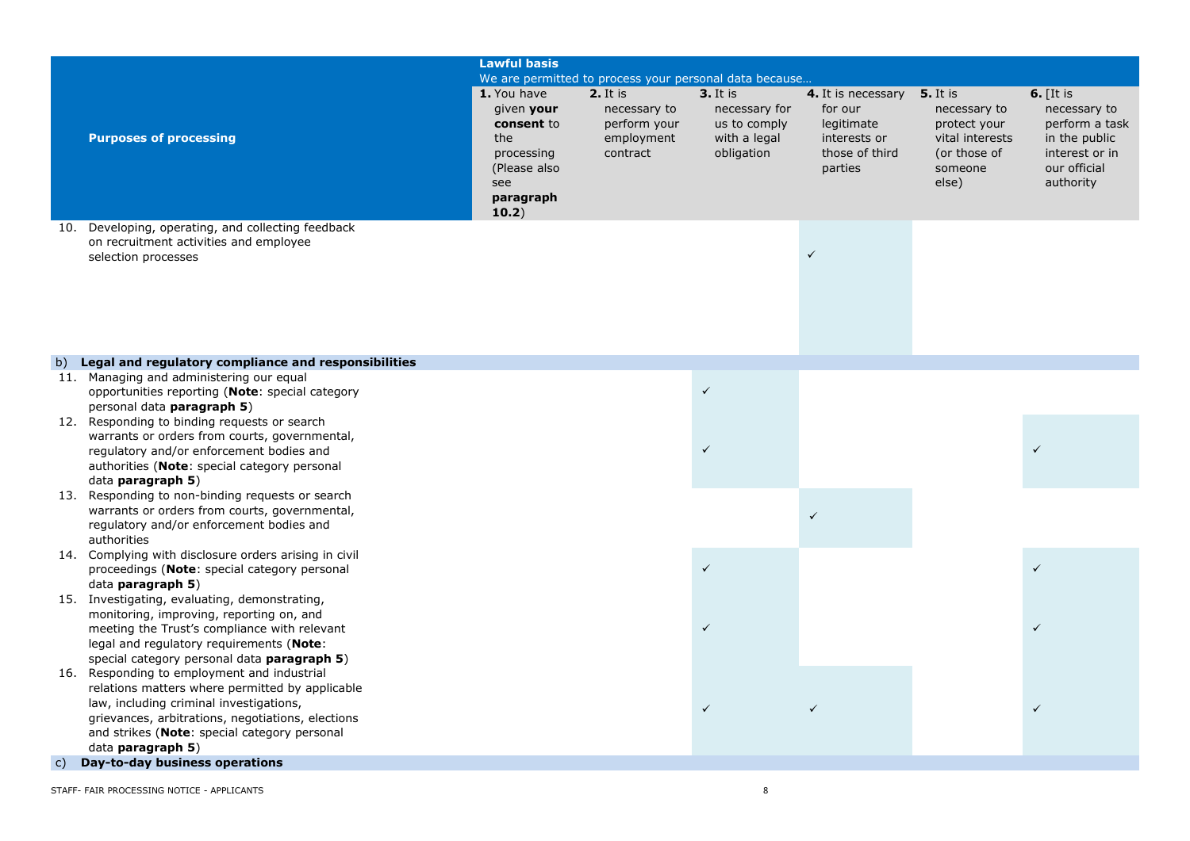| Purposes of processing | Lawful basis<br>We are permitted to process your personal data because…<br>**1.** You have given **your consent** to the processing (Please also see **paragraph 10.2**) | **2.** It is necessary to perform your employment contract | **3.** It is necessary for us to comply with a legal obligation | **4.** It is necessary for our legitimate interests or those of third parties | **5.** It is necessary to protect your vital interests (or those of someone else) | **6.** [It is necessary to perform a task in the public interest or in our official authority |
|---|---|---|---|---|---|---|
| 10. Developing, operating, and collecting feedback on recruitment activities and employee selection processes | | | | ✓ | | |
| **b) Legal and regulatory compliance and responsibilities** | | | | | | |
| 11. Managing and administering our equal opportunities reporting (**Note**: special category personal data **paragraph 5**) | | | ✓ | | | |
| 12. Responding to binding requests or search warrants or orders from courts, governmental, regulatory and/or enforcement bodies and authorities (**Note**: special category personal data **paragraph 5**) | | | ✓ | | | ✓ |
| 13. Responding to non-binding requests or search warrants or orders from courts, governmental, regulatory and/or enforcement bodies and authorities | | | | ✓ | | |
| 14. Complying with disclosure orders arising in civil proceedings (**Note**: special category personal data **paragraph 5**) | | | ✓ | | | ✓ |
| 15. Investigating, evaluating, demonstrating, monitoring, improving, reporting on, and meeting the Trust's compliance with relevant legal and regulatory requirements (**Note**: special category personal data **paragraph 5**) | | | ✓ | | | ✓ |
| 16. Responding to employment and industrial relations matters where permitted by applicable law, including criminal investigations, grievances, arbitrations, negotiations, elections and strikes (**Note**: special category personal data **paragraph 5**) | | | ✓ | ✓ | | ✓ |
| **c) Day-to-day business operations** | | | | | | |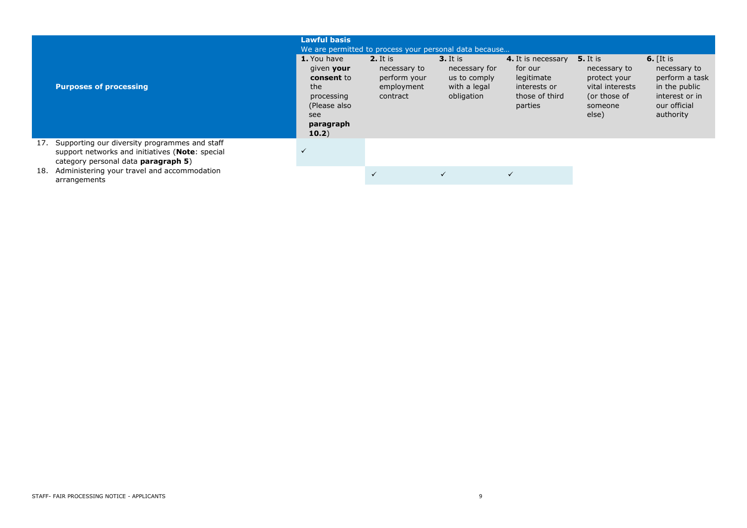| Purposes of processing | Lawful basis<br>We are permitted to process your personal data because… | | | | | |
|---|---|---|---|---|---|---|
| | **1.** You have given **your consent** to the processing (Please also see **paragraph 10.2**) | **2.** It is necessary to perform your employment contract | **3.** It is necessary for us to comply with a legal obligation | **4.** It is necessary for our legitimate interests or those of third parties | **5.** It is necessary to protect your vital interests (or those of someone else) | **6.** [It is necessary to perform a task in the public interest or in our official authority |
| 17. Supporting our diversity programmes and staff support networks and initiatives (**Note**: special category personal data **paragraph 5**) | ✓ | | | | | |
| 18. Administering your travel and accommodation arrangements | | ✓ | ✓ | ✓ | | |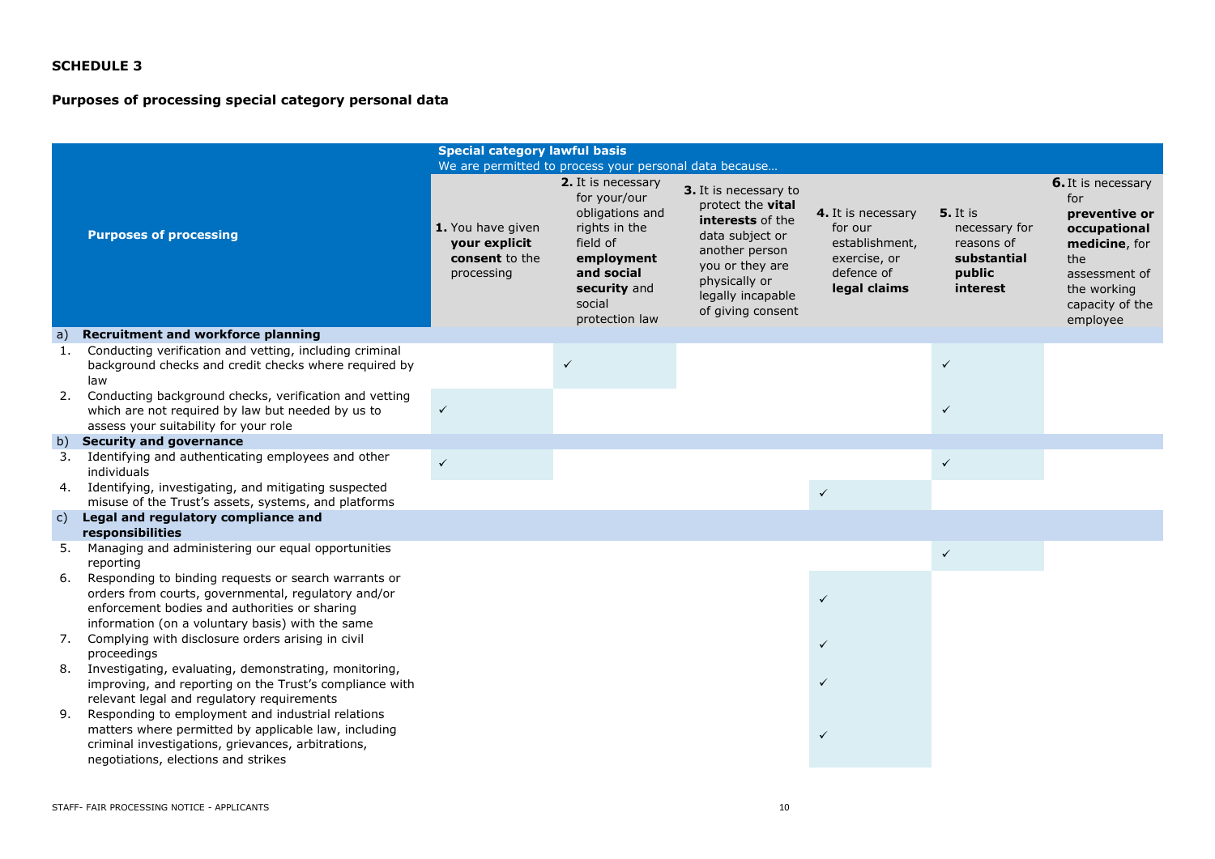**SCHEDULE 3**

**Purposes of processing special category personal data**

| Purposes of processing | **Special category lawful basis** We are permitted to process your personal data because… | | | | | |
|---|---|---|---|---|---|---|
| | **1.** You have given **your explicit consent** to the processing | **2.** It is necessary for your/our obligations and rights in the field of **employment and social security** and social protection law | **3.** It is necessary to protect the **vital interests** of the data subject or another person you or they are physically or legally incapable of giving consent | **4.** It is necessary for our establishment, exercise, or defence of **legal claims** | **5.** It is necessary for reasons of **substantial public interest** | **6.** It is necessary for **preventive or occupational medicine**, for the assessment of the working capacity of the employee |
| **a) Recruitment and workforce planning** | | | | | | |
| 1. Conducting verification and vetting, including criminal background checks and credit checks where required by law | | ✓ | | | ✓ | |
| 2. Conducting background checks, verification and vetting which are not required by law but needed by us to assess your suitability for your role | ✓ | | | | ✓ | |
| **b) Security and governance** | | | | | | |
| 3. Identifying and authenticating employees and other individuals | ✓ | | | | ✓ | |
| 4. Identifying, investigating, and mitigating suspected misuse of the Trust's assets, systems, and platforms | | | | ✓ | | |
| **c) Legal and regulatory compliance and responsibilities** | | | | | | |
| 5. Managing and administering our equal opportunities reporting | | | | | ✓ | |
| 6. Responding to binding requests or search warrants or orders from courts, governmental, regulatory and/or enforcement bodies and authorities or sharing information (on a voluntary basis) with the same | | | | ✓ | | |
| 7. Complying with disclosure orders arising in civil proceedings | | | | ✓ | | |
| 8. Investigating, evaluating, demonstrating, monitoring, improving, and reporting on the Trust's compliance with relevant legal and regulatory requirements | | | | ✓ | | |
| 9. Responding to employment and industrial relations matters where permitted by applicable law, including criminal investigations, grievances, arbitrations, negotiations, elections and strikes | | | | ✓ | | |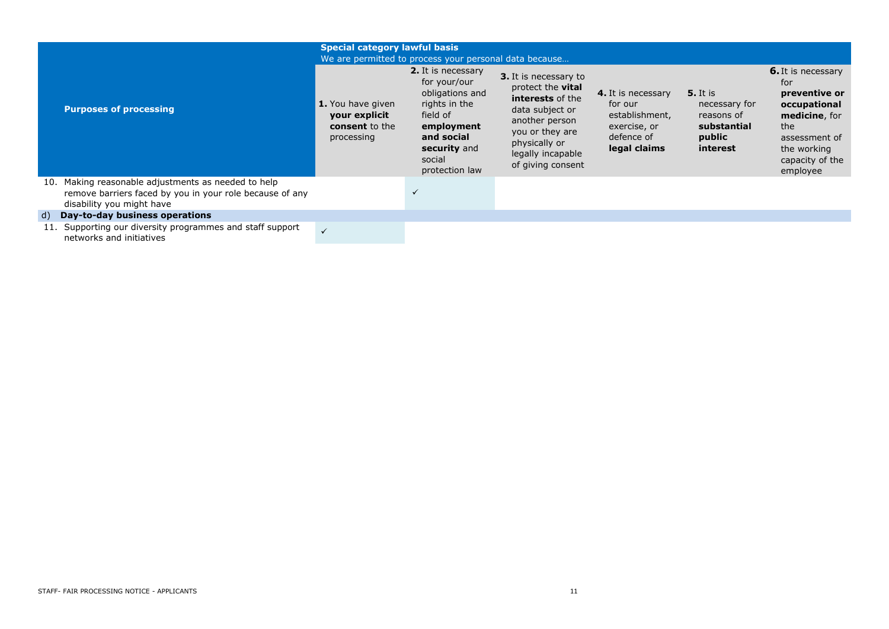| Purposes of processing | Special category lawful basis<br>We are permitted to process your personal data because… | | | | | |
|---|---|---|---|---|---|---|
| | **1.** You have given **your explicit consent** to the processing | **2.** It is necessary for your/our obligations and rights in the field of **employment and social security** and social protection law | **3.** It is necessary to protect the **vital interests** of the data subject or another person you or they are physically or legally incapable of giving consent | **4.** It is necessary for our establishment, exercise, or defence of **legal claims** | **5.** It is necessary for reasons of **substantial public interest** | **6.** It is necessary for **preventive or occupational medicine**, for the assessment of the working capacity of the employee |
| 10. Making reasonable adjustments as needed to help remove barriers faced by you in your role because of any disability you might have | | ✓ | | | | |
| **d) Day-to-day business operations** | | | | | | |
| 11. Supporting our diversity programmes and staff support networks and initiatives | ✓ | | | | | |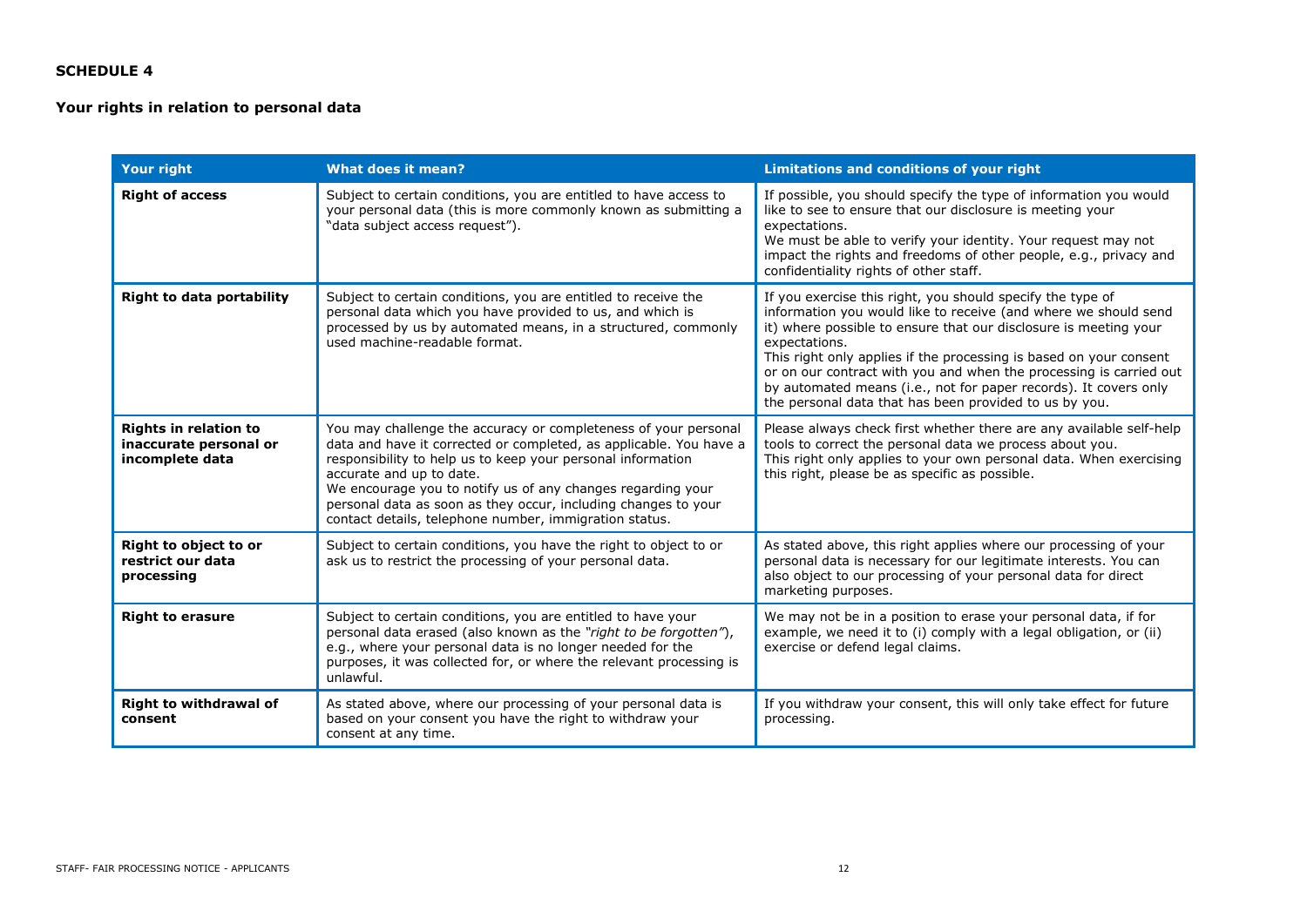**SCHEDULE 4**

**Your rights in relation to personal data**

| Your right | What does it mean? | Limitations and conditions of your right |
|---|---|---|
| **Right of access** | Subject to certain conditions, you are entitled to have access to your personal data (this is more commonly known as submitting a "data subject access request"). | If possible, you should specify the type of information you would like to see to ensure that our disclosure is meeting your expectations.<br>We must be able to verify your identity. Your request may not impact the rights and freedoms of other people, e.g., privacy and confidentiality rights of other staff. |
| **Right to data portability** | Subject to certain conditions, you are entitled to receive the personal data which you have provided to us, and which is processed by us by automated means, in a structured, commonly used machine-readable format. | If you exercise this right, you should specify the type of information you would like to receive (and where we should send it) where possible to ensure that our disclosure is meeting your expectations.<br>This right only applies if the processing is based on your consent or on our contract with you and when the processing is carried out by automated means (i.e., not for paper records). It covers only the personal data that has been provided to us by you. |
| **Rights in relation to inaccurate personal or incomplete data** | You may challenge the accuracy or completeness of your personal data and have it corrected or completed, as applicable. You have a responsibility to help us to keep your personal information accurate and up to date.<br>We encourage you to notify us of any changes regarding your personal data as soon as they occur, including changes to your contact details, telephone number, immigration status. | Please always check first whether there are any available self-help tools to correct the personal data we process about you.<br>This right only applies to your own personal data. When exercising this right, please be as specific as possible. |
| **Right to object to or restrict our data processing** | Subject to certain conditions, you have the right to object to or ask us to restrict the processing of your personal data. | As stated above, this right applies where our processing of your personal data is necessary for our legitimate interests. You can also object to our processing of your personal data for direct marketing purposes. |
| **Right to erasure** | Subject to certain conditions, you are entitled to have your personal data erased (also known as the *"right to be forgotten"*), e.g., where your personal data is no longer needed for the purposes, it was collected for, or where the relevant processing is unlawful. | We may not be in a position to erase your personal data, if for example, we need it to (i) comply with a legal obligation, or (ii) exercise or defend legal claims. |
| **Right to withdrawal of consent** | As stated above, where our processing of your personal data is based on your consent you have the right to withdraw your consent at any time. | If you withdraw your consent, this will only take effect for future processing. |